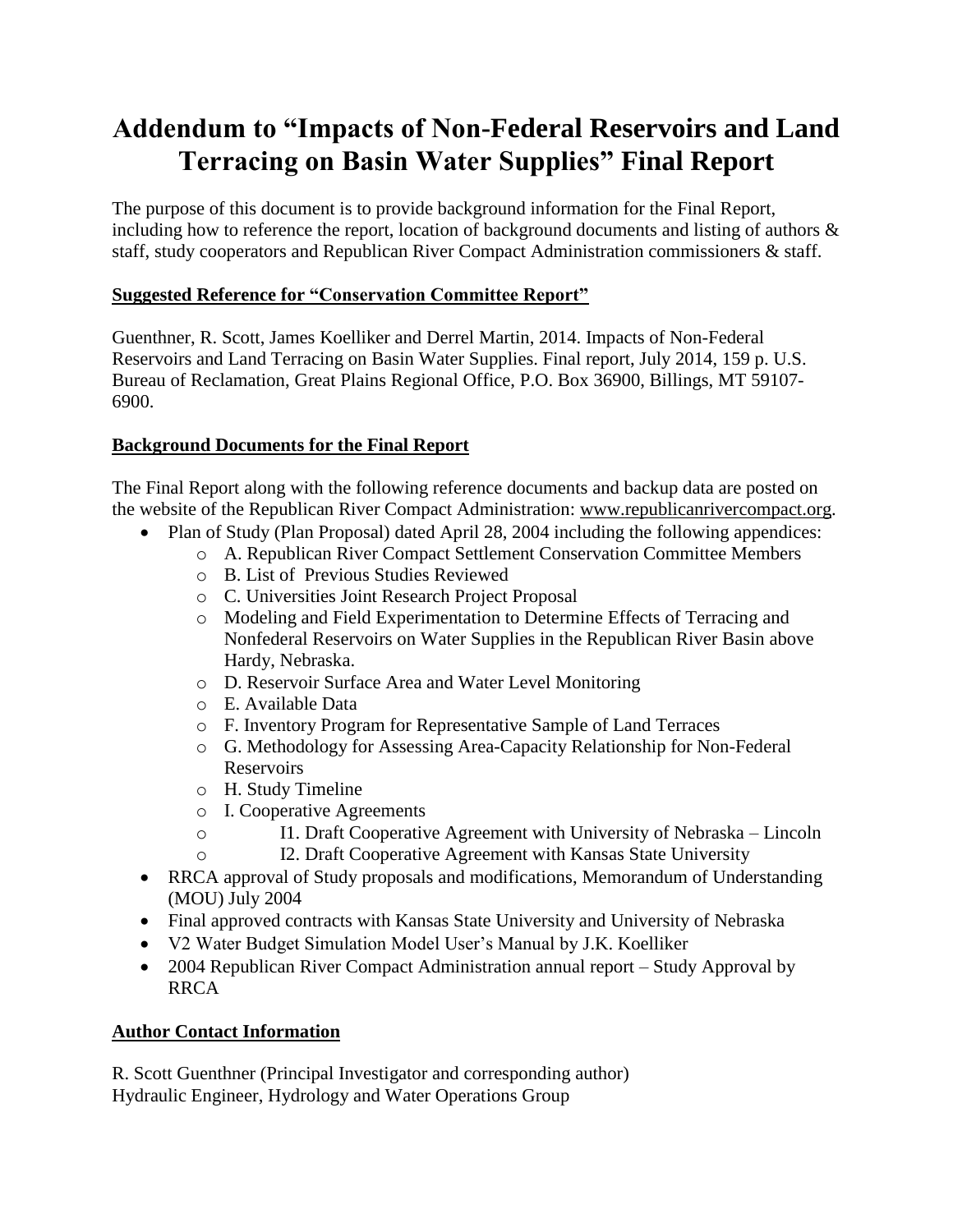# Addendum to "Impacts of Non-Federal Reservoirs and Land Terracing on Basin Water Supplies" Final Report

The purpose of this document is to provide background information for the Final Report, including how to reference the report, location of background documents and listing of authors & staff, study cooperators and Republican River Compact Administration commissioners & staff.

**Suggested Reference for "Conservation Committee Report"**

Guenthner, R. Scott, James Koelliker and Derrel Martin, 2014. Impacts of Non-Federal Reservoirs and Land Terracing on Basin Water Supplies. Final report, July 2014, 159 p. U.S. Bureau of Reclamation, Great Plains Regional Office, P.O. Box 36900, Billings, MT 59107-6900.

**Background Documents for the Final Report**

The Final Report along with the following reference documents and backup data are posted on the website of the Republican River Compact Administration: www.republicanrivercompact.org.

- Plan of Study (Plan Proposal) dated April 28, 2004 including the following appendices:
  - A. Republican River Compact Settlement Conservation Committee Members
  - B. List of Previous Studies Reviewed
  - C. Universities Joint Research Project Proposal
  - Modeling and Field Experimentation to Determine Effects of Terracing and Nonfederal Reservoirs on Water Supplies in the Republican River Basin above Hardy, Nebraska.
  - D. Reservoir Surface Area and Water Level Monitoring
  - E. Available Data
  - F. Inventory Program for Representative Sample of Land Terraces
  - G. Methodology for Assessing Area-Capacity Relationship for Non-Federal Reservoirs
  - H. Study Timeline
  - I. Cooperative Agreements
  - I1. Draft Cooperative Agreement with University of Nebraska – Lincoln
  - I2. Draft Cooperative Agreement with Kansas State University
- RRCA approval of Study proposals and modifications, Memorandum of Understanding (MOU) July 2004
- Final approved contracts with Kansas State University and University of Nebraska
- V2 Water Budget Simulation Model User's Manual by J.K. Koelliker
- 2004 Republican River Compact Administration annual report – Study Approval by RRCA

**Author Contact Information**

R. Scott Guenthner (Principal Investigator and corresponding author)
Hydraulic Engineer, Hydrology and Water Operations Group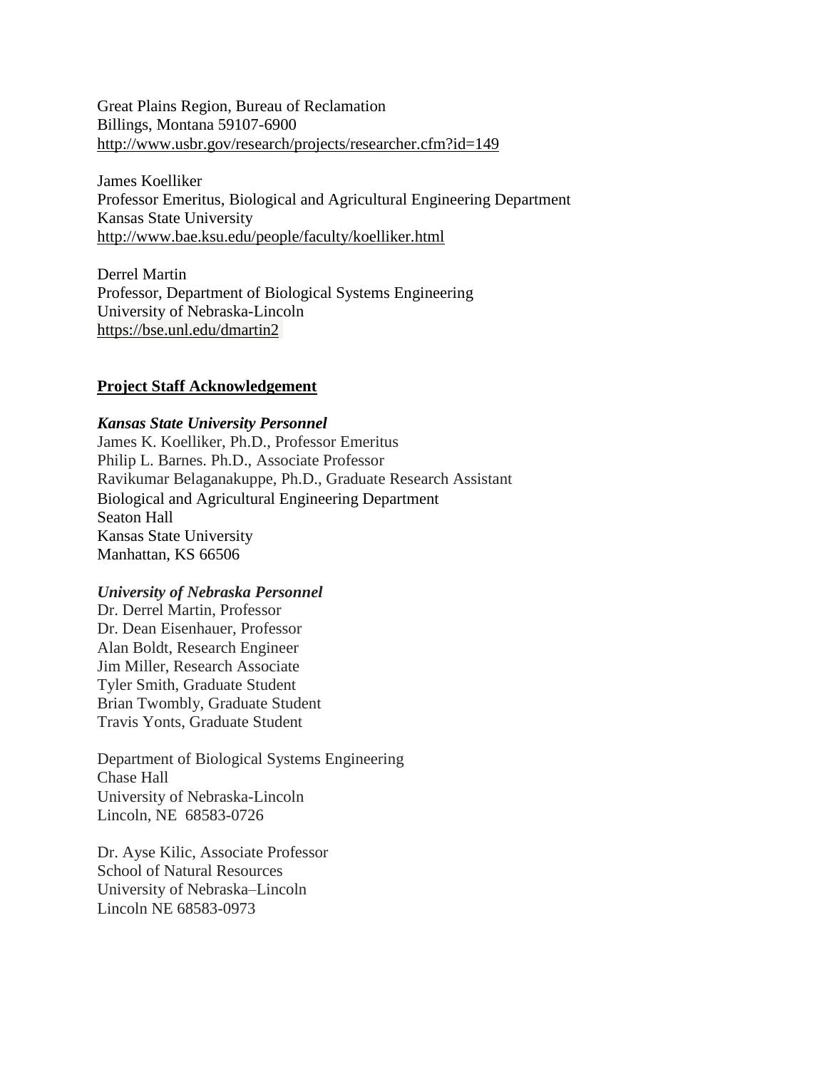Great Plains Region, Bureau of Reclamation
Billings, Montana 59107-6900
http://www.usbr.gov/research/projects/researcher.cfm?id=149

James Koelliker
Professor Emeritus, Biological and Agricultural Engineering Department
Kansas State University
http://www.bae.ksu.edu/people/faculty/koelliker.html

Derrel Martin
Professor, Department of Biological Systems Engineering
University of Nebraska-Lincoln
https://bse.unl.edu/dmartin2

**Project Staff Acknowledgement**

***Kansas State University Personnel***
James K. Koelliker, Ph.D., Professor Emeritus
Philip L. Barnes. Ph.D., Associate Professor
Ravikumar Belaganakuppe, Ph.D., Graduate Research Assistant
Biological and Agricultural Engineering Department
Seaton Hall
Kansas State University
Manhattan, KS 66506

***University of Nebraska Personnel***
Dr. Derrel Martin, Professor
Dr. Dean Eisenhauer, Professor
Alan Boldt, Research Engineer
Jim Miller, Research Associate
Tyler Smith, Graduate Student
Brian Twombly, Graduate Student
Travis Yonts, Graduate Student

Department of Biological Systems Engineering
Chase Hall
University of Nebraska-Lincoln
Lincoln, NE 68583-0726

Dr. Ayse Kilic, Associate Professor
School of Natural Resources
University of Nebraska–Lincoln
Lincoln NE 68583-0973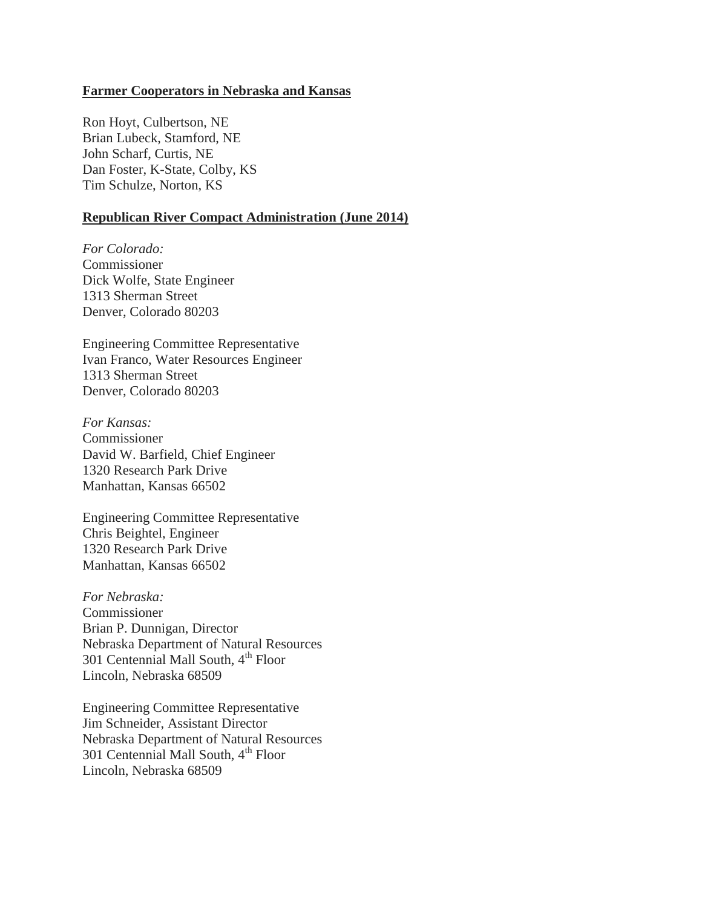**Farmer Cooperators in Nebraska and Kansas**

Ron Hoyt, Culbertson, NE
Brian Lubeck, Stamford, NE
John Scharf, Curtis, NE
Dan Foster, K-State, Colby, KS
Tim Schulze, Norton, KS

**Republican River Compact Administration (June 2014)**

*For Colorado:*
Commissioner
Dick Wolfe, State Engineer
1313 Sherman Street
Denver, Colorado 80203

Engineering Committee Representative
Ivan Franco, Water Resources Engineer
1313 Sherman Street
Denver, Colorado 80203

*For Kansas:*
Commissioner
David W. Barfield, Chief Engineer
1320 Research Park Drive
Manhattan, Kansas 66502

Engineering Committee Representative
Chris Beightel, Engineer
1320 Research Park Drive
Manhattan, Kansas 66502

*For Nebraska:*
Commissioner
Brian P. Dunnigan, Director
Nebraska Department of Natural Resources
301 Centennial Mall South, 4th Floor
Lincoln, Nebraska 68509

Engineering Committee Representative
Jim Schneider, Assistant Director
Nebraska Department of Natural Resources
301 Centennial Mall South, 4th Floor
Lincoln, Nebraska 68509